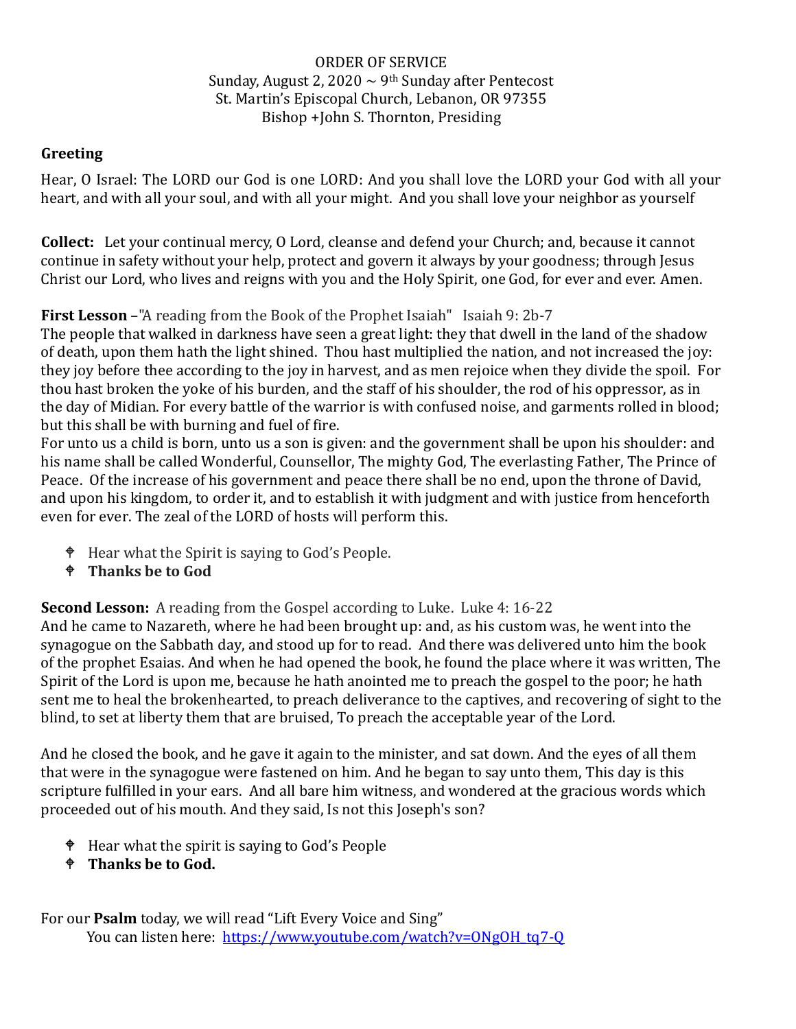ORDER OF SERVICE
Sunday, August 2, 2020 ~ 9th Sunday after Pentecost
St. Martin's Episcopal Church, Lebanon, OR 97355
Bishop +John S. Thornton, Presiding

**Greeting**

Hear, O Israel: The LORD our God is one LORD: And you shall love the LORD your God with all your heart, and with all your soul, and with all your might. And you shall love your neighbor as yourself

**Collect:** Let your continual mercy, O Lord, cleanse and defend your Church; and, because it cannot continue in safety without your help, protect and govern it always by your goodness; through Jesus Christ our Lord, who lives and reigns with you and the Holy Spirit, one God, for ever and ever. Amen.

**First Lesson** –"A reading from the Book of the Prophet Isaiah" Isaiah 9: 2b-7
The people that walked in darkness have seen a great light: they that dwell in the land of the shadow of death, upon them hath the light shined. Thou hast multiplied the nation, and not increased the joy: they joy before thee according to the joy in harvest, and as men rejoice when they divide the spoil. For thou hast broken the yoke of his burden, and the staff of his shoulder, the rod of his oppressor, as in the day of Midian. For every battle of the warrior is with confused noise, and garments rolled in blood; but this shall be with burning and fuel of fire.
For unto us a child is born, unto us a son is given: and the government shall be upon his shoulder: and his name shall be called Wonderful, Counsellor, The mighty God, The everlasting Father, The Prince of Peace. Of the increase of his government and peace there shall be no end, upon the throne of David, and upon his kingdom, to order it, and to establish it with judgment and with justice from henceforth even for ever. The zeal of the LORD of hosts will perform this.

- Hear what the Spirit is saying to God's People.
- **Thanks be to God**

**Second Lesson:** A reading from the Gospel according to Luke. Luke 4: 16-22
And he came to Nazareth, where he had been brought up: and, as his custom was, he went into the synagogue on the Sabbath day, and stood up for to read. And there was delivered unto him the book of the prophet Esaias. And when he had opened the book, he found the place where it was written, The Spirit of the Lord is upon me, because he hath anointed me to preach the gospel to the poor; he hath sent me to heal the brokenhearted, to preach deliverance to the captives, and recovering of sight to the blind, to set at liberty them that are bruised, To preach the acceptable year of the Lord.

And he closed the book, and he gave it again to the minister, and sat down. And the eyes of all them that were in the synagogue were fastened on him. And he began to say unto them, This day is this scripture fulfilled in your ears. And all bare him witness, and wondered at the gracious words which proceeded out of his mouth. And they said, Is not this Joseph's son?

- Hear what the spirit is saying to God's People
- **Thanks be to God.**

For our **Psalm** today, we will read "Lift Every Voice and Sing"
You can listen here: https://www.youtube.com/watch?v=ONgOH_tq7-Q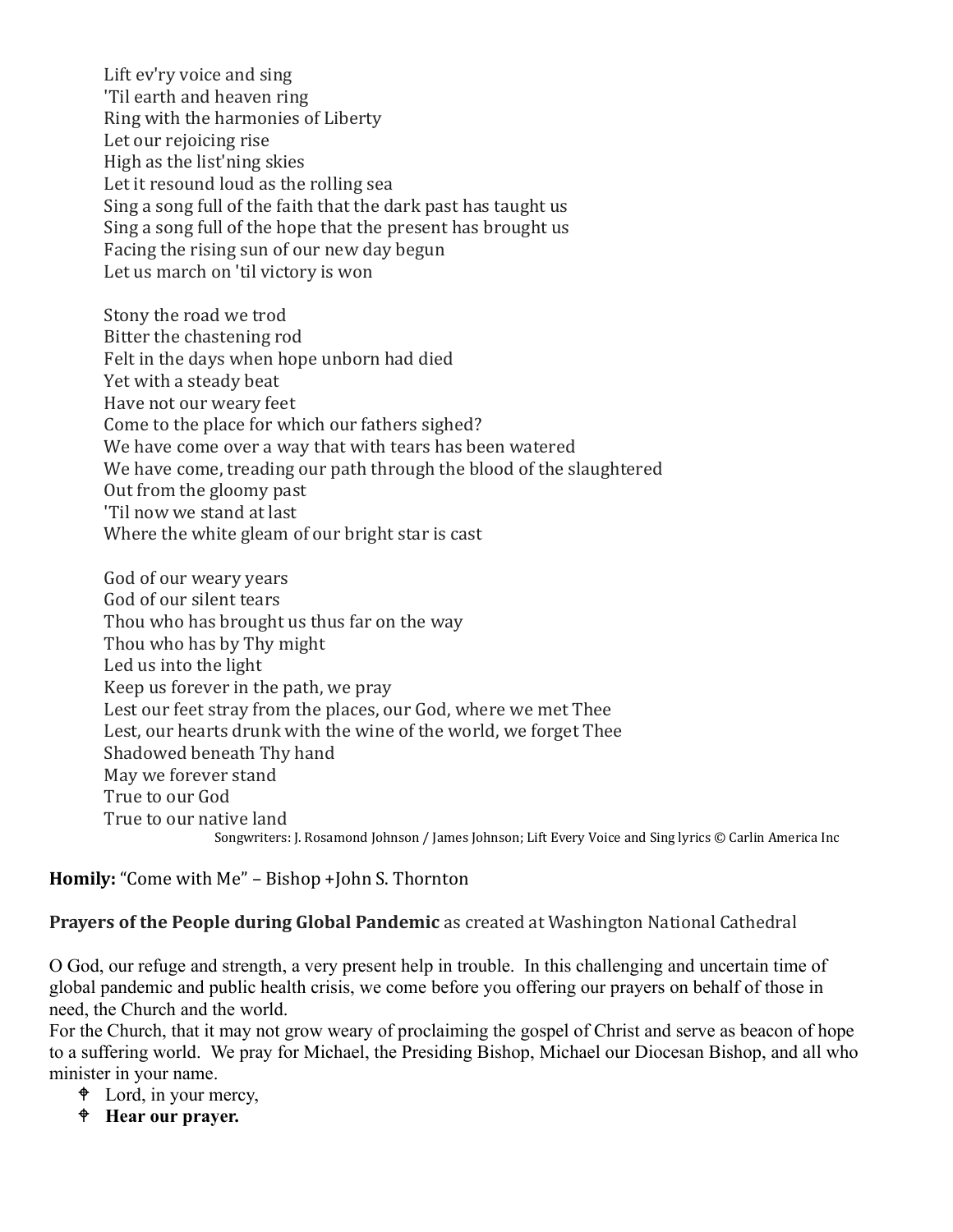Lift ev'ry voice and sing  
'Til earth and heaven ring  
Ring with the harmonies of Liberty  
Let our rejoicing rise  
High as the list'ning skies  
Let it resound loud as the rolling sea  
Sing a song full of the faith that the dark past has taught us  
Sing a song full of the hope that the present has brought us  
Facing the rising sun of our new day begun  
Let us march on 'til victory is won

Stony the road we trod  
Bitter the chastening rod  
Felt in the days when hope unborn had died  
Yet with a steady beat  
Have not our weary feet  
Come to the place for which our fathers sighed?  
We have come over a way that with tears has been watered  
We have come, treading our path through the blood of the slaughtered  
Out from the gloomy past  
'Til now we stand at last  
Where the white gleam of our bright star is cast

God of our weary years  
God of our silent tears  
Thou who has brought us thus far on the way  
Thou who has by Thy might  
Led us into the light  
Keep us forever in the path, we pray  
Lest our feet stray from the places, our God, where we met Thee  
Lest, our hearts drunk with the wine of the world, we forget Thee  
Shadowed beneath Thy hand  
May we forever stand  
True to our God  
True to our native land

Songwriters: J. Rosamond Johnson / James Johnson; Lift Every Voice and Sing lyrics © Carlin America Inc

**Homily:** "Come with Me" – Bishop +John S. Thornton

**Prayers of the People during Global Pandemic** as created at Washington National Cathedral

O God, our refuge and strength, a very present help in trouble. In this challenging and uncertain time of global pandemic and public health crisis, we come before you offering our prayers on behalf of those in need, the Church and the world.

For the Church, that it may not grow weary of proclaiming the gospel of Christ and serve as beacon of hope to a suffering world. We pray for Michael, the Presiding Bishop, Michael our Diocesan Bishop, and all who minister in your name.

- Lord, in your mercy,
- **Hear our prayer.**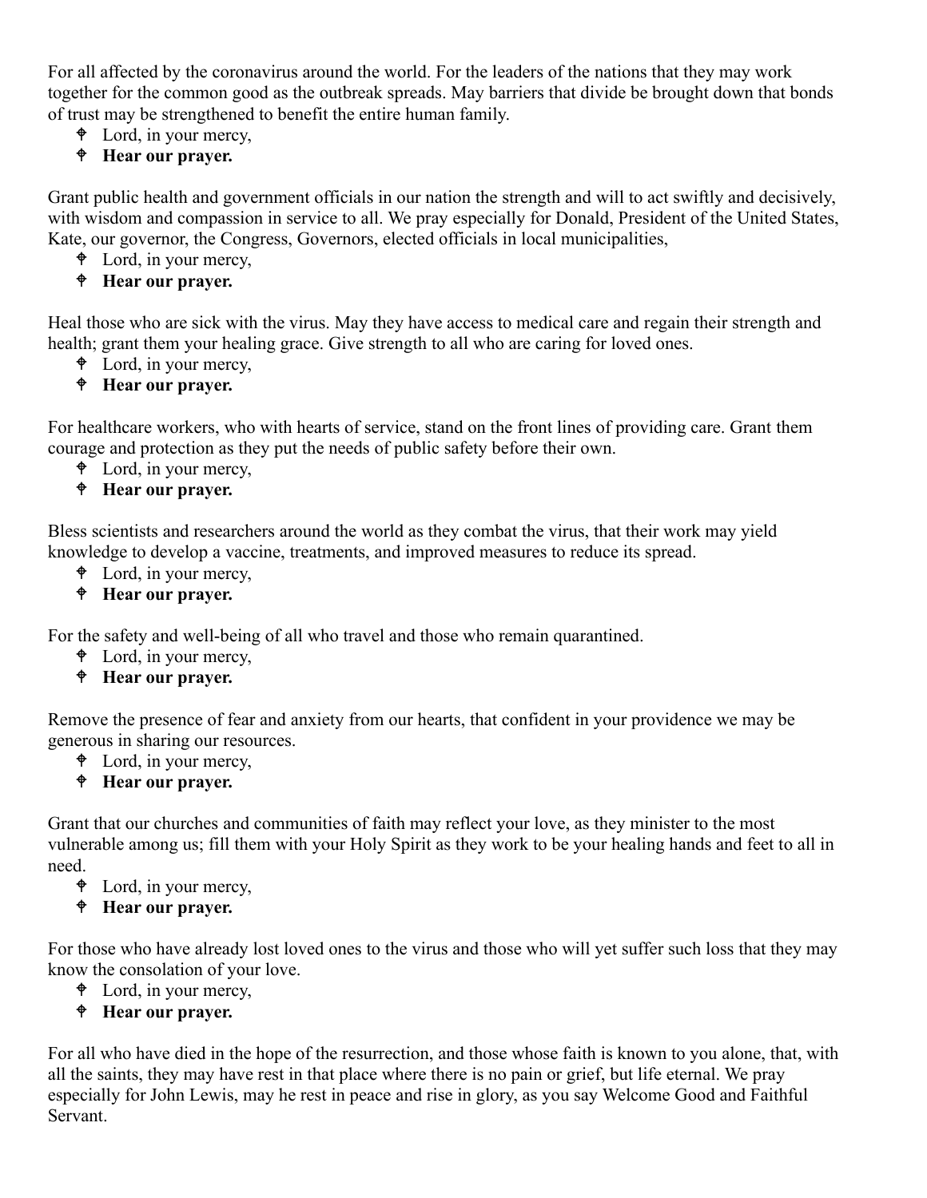For all affected by the coronavirus around the world. For the leaders of the nations that they may work together for the common good as the outbreak spreads. May barriers that divide be brought down that bonds of trust may be strengthened to benefit the entire human family.

- Lord, in your mercy,
- **Hear our prayer.**

Grant public health and government officials in our nation the strength and will to act swiftly and decisively, with wisdom and compassion in service to all. We pray especially for Donald, President of the United States, Kate, our governor, the Congress, Governors, elected officials in local municipalities,

- Lord, in your mercy,
- **Hear our prayer.**

Heal those who are sick with the virus. May they have access to medical care and regain their strength and health; grant them your healing grace. Give strength to all who are caring for loved ones.

- Lord, in your mercy,
- **Hear our prayer.**

For healthcare workers, who with hearts of service, stand on the front lines of providing care. Grant them courage and protection as they put the needs of public safety before their own.

- Lord, in your mercy,
- **Hear our prayer.**

Bless scientists and researchers around the world as they combat the virus, that their work may yield knowledge to develop a vaccine, treatments, and improved measures to reduce its spread.

- Lord, in your mercy,
- **Hear our prayer.**

For the safety and well-being of all who travel and those who remain quarantined.

- Lord, in your mercy,
- **Hear our prayer.**

Remove the presence of fear and anxiety from our hearts, that confident in your providence we may be generous in sharing our resources.

- Lord, in your mercy,
- **Hear our prayer.**

Grant that our churches and communities of faith may reflect your love, as they minister to the most vulnerable among us; fill them with your Holy Spirit as they work to be your healing hands and feet to all in need.

- Lord, in your mercy,
- **Hear our prayer.**

For those who have already lost loved ones to the virus and those who will yet suffer such loss that they may know the consolation of your love.

- Lord, in your mercy,
- **Hear our prayer.**

For all who have died in the hope of the resurrection, and those whose faith is known to you alone, that, with all the saints, they may have rest in that place where there is no pain or grief, but life eternal. We pray especially for John Lewis, may he rest in peace and rise in glory, as you say Welcome Good and Faithful Servant.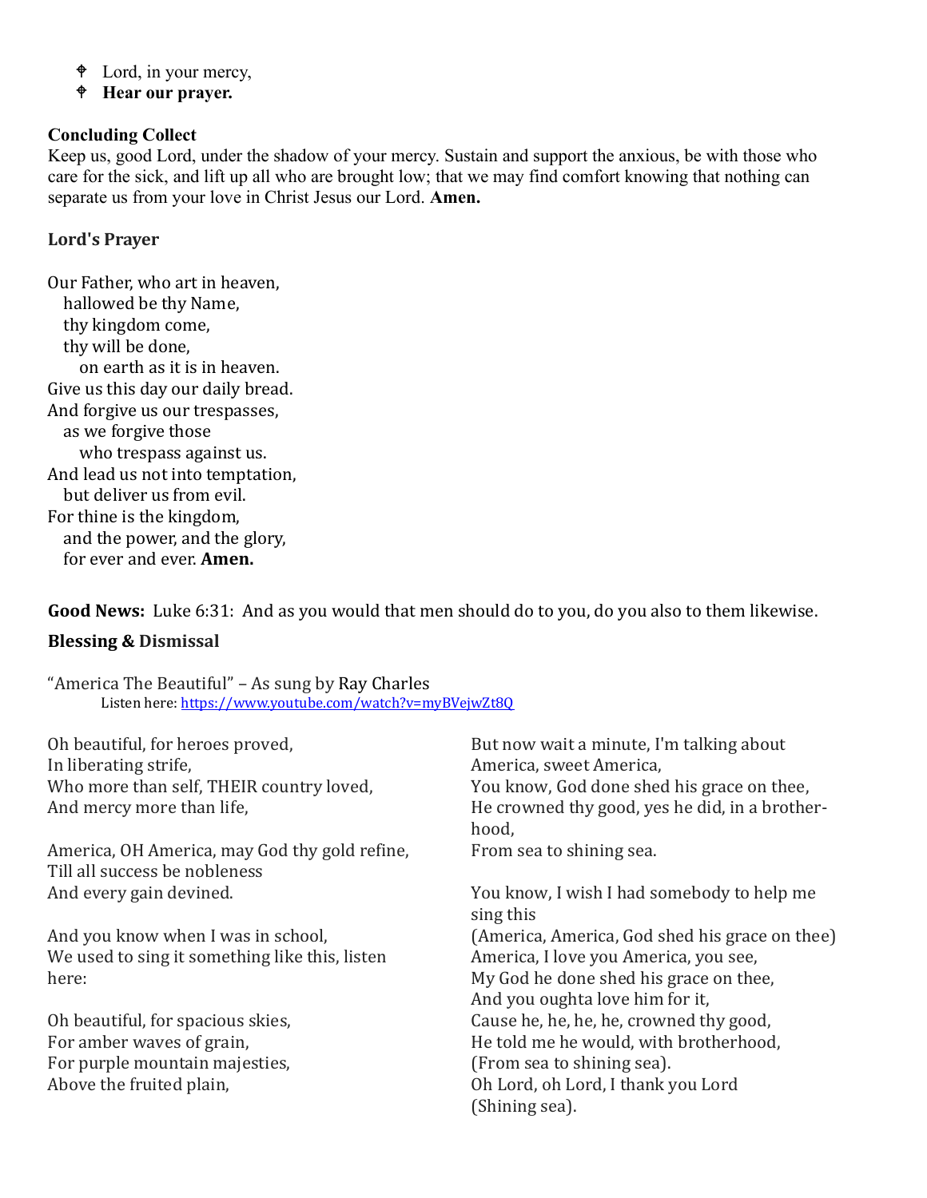- ☨ Lord, in your mercy,
- ☨ **Hear our prayer.**

**Concluding Collect**

Keep us, good Lord, under the shadow of your mercy. Sustain and support the anxious, be with those who care for the sick, and lift up all who are brought low; that we may find comfort knowing that nothing can separate us from your love in Christ Jesus our Lord. **Amen.**

**Lord's Prayer**

Our Father, who art in heaven,
hallowed be thy Name,
thy kingdom come,
thy will be done,
on earth as it is in heaven.
Give us this day our daily bread.
And forgive us our trespasses,
as we forgive those
who trespass against us.
And lead us not into temptation,
but deliver us from evil.
For thine is the kingdom,
and the power, and the glory,
for ever and ever. **Amen.**

**Good News:** Luke 6:31: And as you would that men should do to you, do you also to them likewise.

**Blessing & Dismissal**

"America The Beautiful" – As sung by Ray Charles
Listen here: https://www.youtube.com/watch?v=myBVejwZt8Q

Oh beautiful, for heroes proved,
In liberating strife,
Who more than self, THEIR country loved,
And mercy more than life,

America, OH America, may God thy gold refine,
Till all success be nobleness
And every gain devined.

And you know when I was in school,
We used to sing it something like this, listen here:

Oh beautiful, for spacious skies,
For amber waves of grain,
For purple mountain majesties,
Above the fruited plain,

But now wait a minute, I'm talking about
America, sweet America,
You know, God done shed his grace on thee,
He crowned thy good, yes he did, in a brotherhood,
From sea to shining sea.

You know, I wish I had somebody to help me sing this
(America, America, God shed his grace on thee)
America, I love you America, you see,
My God he done shed his grace on thee,
And you oughta love him for it,
Cause he, he, he, he, crowned thy good,
He told me he would, with brotherhood,
(From sea to shining sea).
Oh Lord, oh Lord, I thank you Lord
(Shining sea).